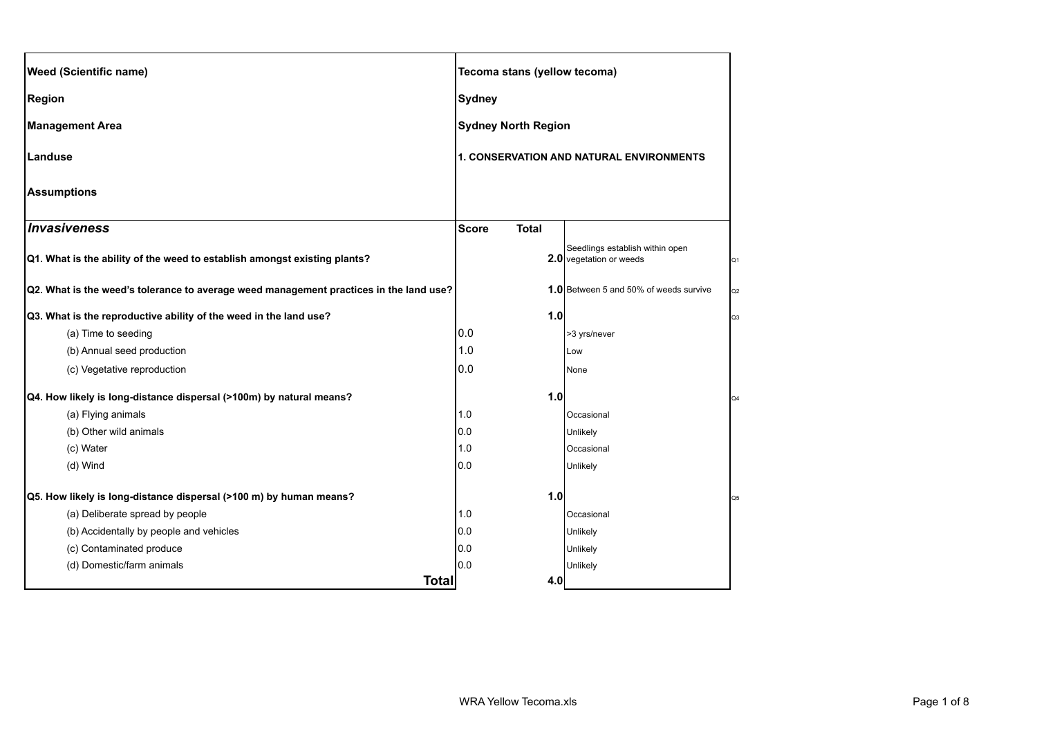| Weed (Scientific name) | Tecoma stans (yellow tecoma) | | | |
|---|---|---|---|---|
| Region | Sydney | | | |
| Management Area | Sydney North Region | | | |
| Landuse | 1. CONSERVATION AND NATURAL ENVIRONMENTS | | | |
| Assumptions | | | | |
| ***Invasiveness*** | **Score** | **Total** | | |
| **Q1. What is the ability of the weed to establish amongst existing plants?** | | **2.0** | Seedlings establish within open vegetation or weeds | Q1 |
| **Q2. What is the weed's tolerance to average weed management practices in the land use?** | | **1.0** | Between 5 and 50% of weeds survive | Q2 |
| **Q3. What is the reproductive ability of the weed in the land use?** | | **1.0** | | Q3 |
| (a) Time to seeding | 0.0 | | >3 yrs/never | |
| (b) Annual seed production | 1.0 | | Low | |
| (c) Vegetative reproduction | 0.0 | | None | |
| **Q4. How likely is long-distance dispersal (>100m) by natural means?** | | **1.0** | | Q4 |
| (a) Flying animals | 1.0 | | Occasional | |
| (b) Other wild animals | 0.0 | | Unlikely | |
| (c) Water | 1.0 | | Occasional | |
| (d) Wind | 0.0 | | Unlikely | |
| **Q5. How likely is long-distance dispersal (>100 m) by human means?** | | **1.0** | | Q5 |
| (a) Deliberate spread by people | 1.0 | | Occasional | |
| (b) Accidentally by people and vehicles | 0.0 | | Unlikely | |
| (c) Contaminated produce | 0.0 | | Unlikely | |
| (d) Domestic/farm animals | 0.0 | | Unlikely | |
| **Total** | | **4.0** | | |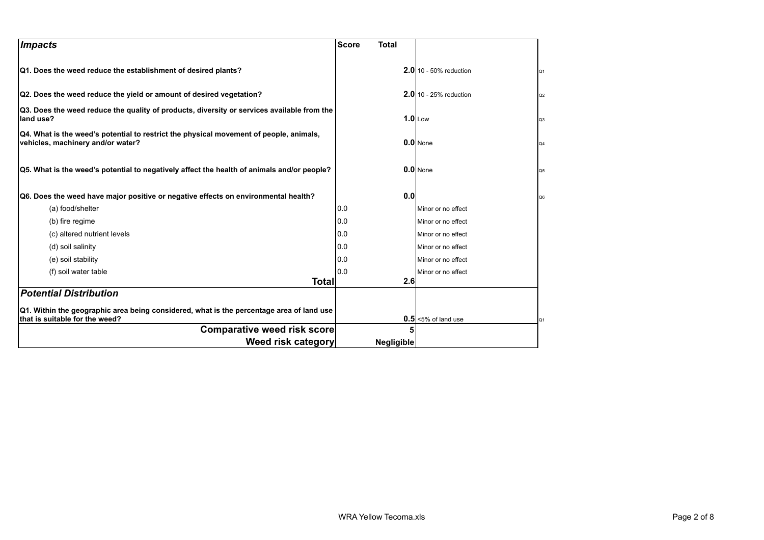| *Impacts* | Score | Total | | |
|---|---|---|---|---|
| **Q1. Does the weed reduce the establishment of desired plants?** | | **2.0** | 10 - 50% reduction | Q1 |
| **Q2. Does the weed reduce the yield or amount of desired vegetation?** | | **2.0** | 10 - 25% reduction | Q2 |
| **Q3. Does the weed reduce the quality of products, diversity or services available from the land use?** | | **1.0** | Low | Q3 |
| **Q4. What is the weed's potential to restrict the physical movement of people, animals, vehicles, machinery and/or water?** | | **0.0** | None | Q4 |
| **Q5. What is the weed's potential to negatively affect the health of animals and/or people?** | | **0.0** | None | Q5 |
| **Q6. Does the weed have major positive or negative effects on environmental health?** | | **0.0** | | Q6 |
| (a) food/shelter | 0.0 | | Minor or no effect | |
| (b) fire regime | 0.0 | | Minor or no effect | |
| (c) altered nutrient levels | 0.0 | | Minor or no effect | |
| (d) soil salinity | 0.0 | | Minor or no effect | |
| (e) soil stability | 0.0 | | Minor or no effect | |
| (f) soil water table | 0.0 | | Minor or no effect | |
| **Total** | | **2.6** | | |
| ***Potential Distribution*** | | | | |
| **Q1. Within the geographic area being considered, what is the percentage area of land use that is suitable for the weed?** | | **0.5** | <5% of land use | Q1 |
| **Comparative weed risk score** | | **5** | | |
| **Weed risk category** | | **Negligible** | | |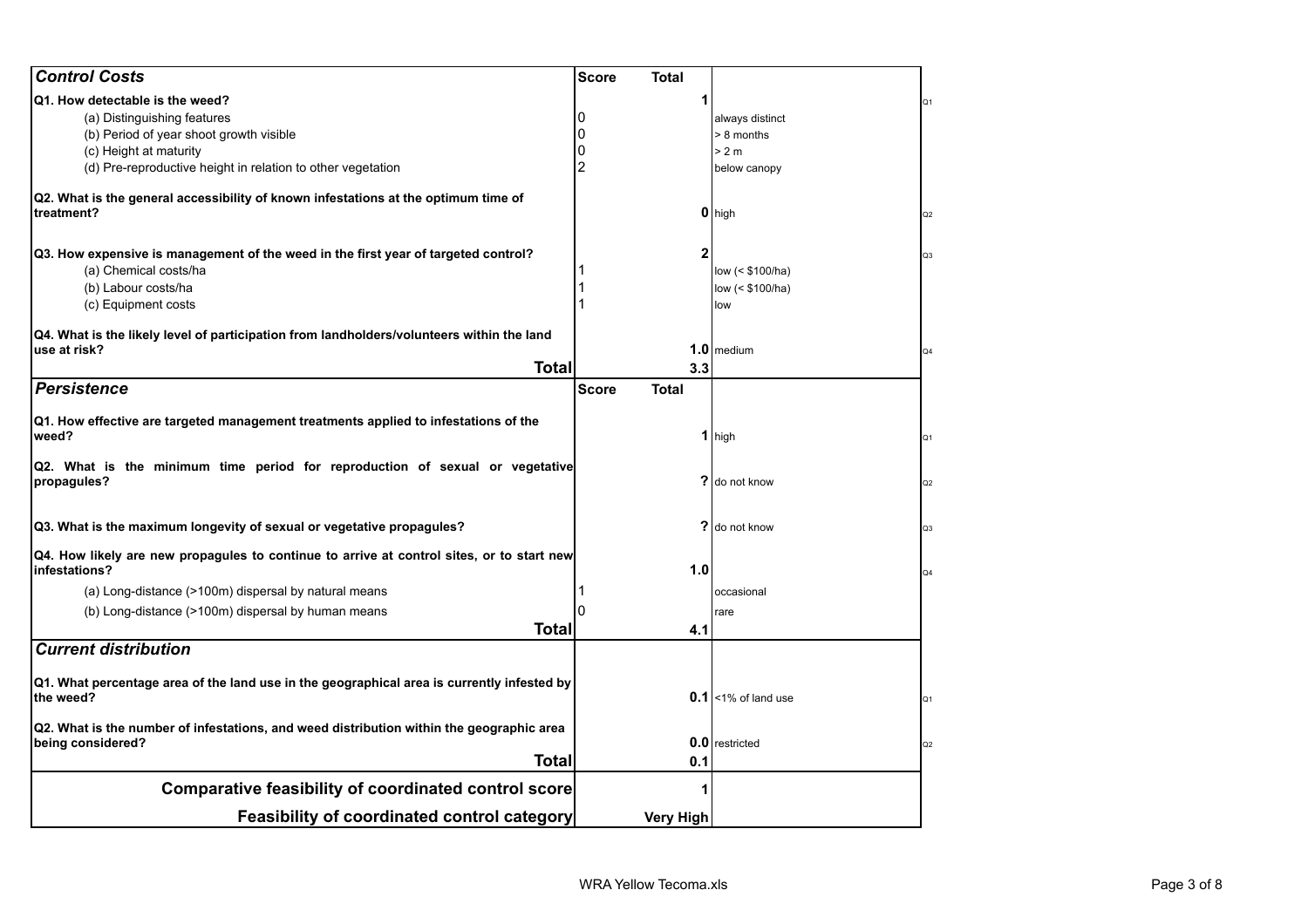| **Control Costs** | **Score** | **Total** | | |
|---|---|---|---|---|
| **Q1. How detectable is the weed?** | | **1** | | Q1 |
| (a) Distinguishing features | 0 | | always distinct | |
| (b) Period of year shoot growth visible | 0 | | > 8 months | |
| (c) Height at maturity | 0 | | > 2 m | |
| (d) Pre-reproductive height in relation to other vegetation | 2 | | below canopy | |
| **Q2. What is the general accessibility of known infestations at the optimum time of treatment?** | | **0** | high | Q2 |
| **Q3. How expensive is management of the weed in the first year of targeted control?** | | **2** | | Q3 |
| (a) Chemical costs/ha | 1 | | low (< $100/ha) | |
| (b) Labour costs/ha | 1 | | low (< $100/ha) | |
| (c) Equipment costs | 1 | | low | |
| **Q4. What is the likely level of participation from landholders/volunteers within the land use at risk?** | | **1.0** | medium | Q4 |
| **Total** | | **3.3** | | |
| **Persistence** | **Score** | **Total** | | |
| **Q1. How effective are targeted management treatments applied to infestations of the weed?** | | **1** | high | Q1 |
| **Q2. What is the minimum time period for reproduction of sexual or vegetative propagules?** | | **?** | do not know | Q2 |
| **Q3. What is the maximum longevity of sexual or vegetative propagules?** | | **?** | do not know | Q3 |
| **Q4. How likely are new propagules to continue to arrive at control sites, or to start new infestations?** | | **1.0** | | Q4 |
| (a) Long-distance (>100m) dispersal by natural means | 1 | | occasional | |
| (b) Long-distance (>100m) dispersal by human means | 0 | | rare | |
| **Total** | | **4.1** | | |
| **Current distribution** | | | | |
| **Q1. What percentage area of the land use in the geographical area is currently infested by the weed?** | | **0.1** | <1% of land use | Q1 |
| **Q2. What is the number of infestations, and weed distribution within the geographic area being considered?** | | **0.0** | restricted | Q2 |
| **Total** | | **0.1** | | |
| **Comparative feasibility of coordinated control score** | | **1** | | |
| **Feasibility of coordinated control category** | | **Very High** | | |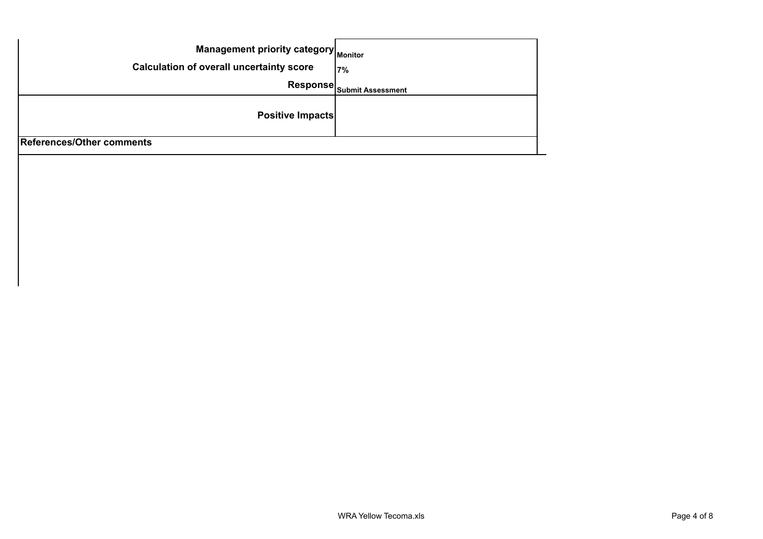| Field | Value |
| --- | --- |
| **Management priority category** | **Monitor** |
| **Calculation of overall uncertainty score** | **7%** |
| **Response** | **Submit Assessment** |
| **Positive Impacts** | |

**References/Other comments**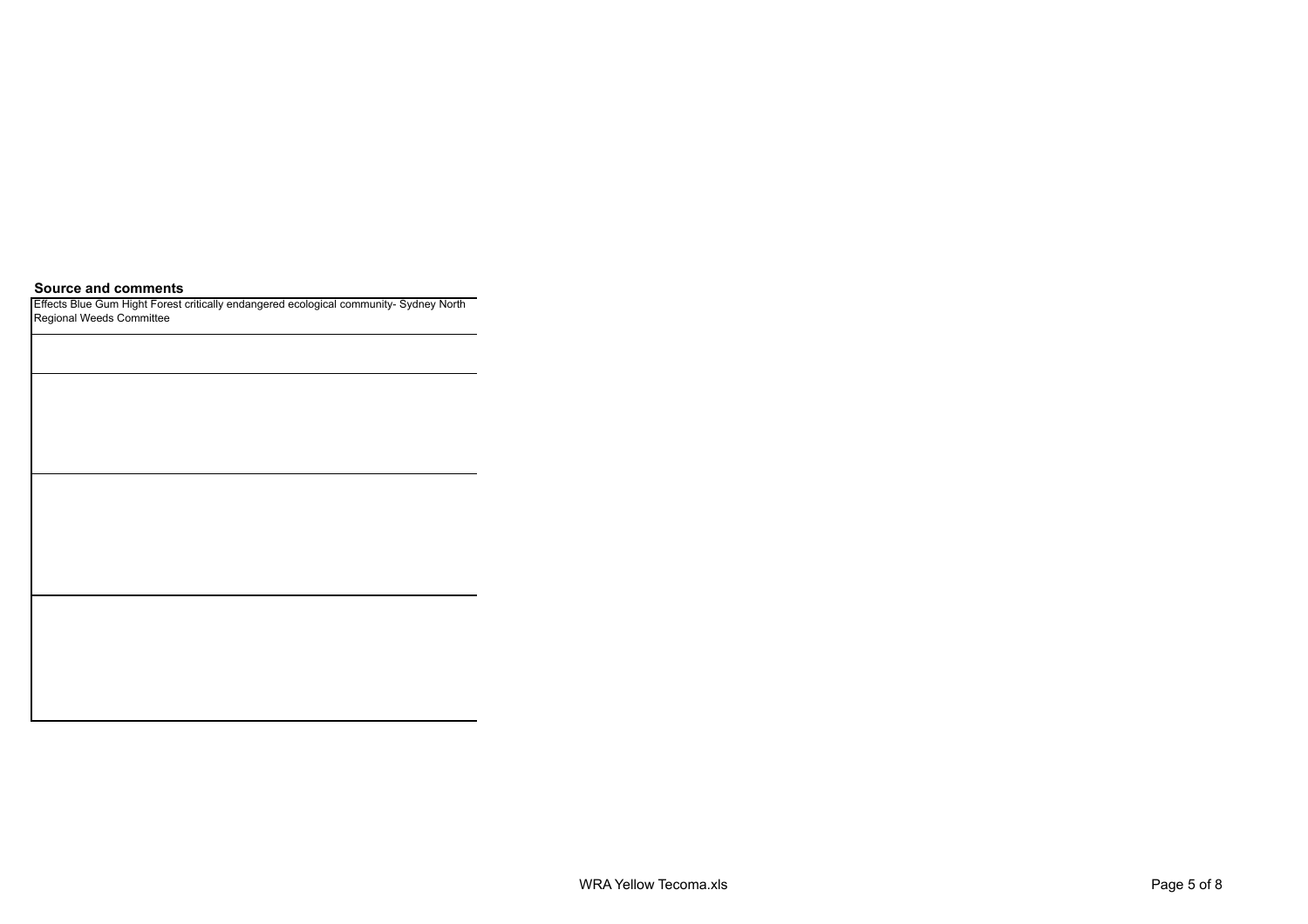| Source and comments |
| --- |
| Effects Blue Gum Hight Forest critically endangered ecological community- Sydney North Regional Weeds Committee |
| |
| |
| |
| |